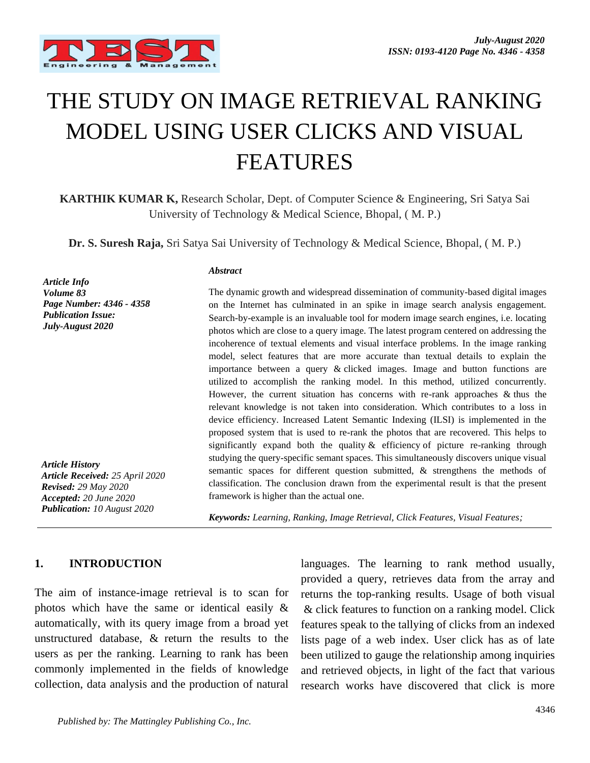# THE STUDY ON IMAGE RETRIEVAL RANKING MODEL USING USER CLICKS AND VISUAL FEATURES

**KARTHIK KUMAR K,** Research Scholar, Dept. of Computer Science & Engineering, Sri Satya Sai University of Technology & Medical Science, Bhopal, ( M. P.)

**Dr. S. Suresh Raja,** Sri Satya Sai University of Technology & Medical Science, Bhopal, ( M. P.)

***Article Info***
***Volume 83***
***Page Number: 4346 - 4358***
***Publication Issue:***
***July-August 2020***

***Article History***
***Article Received:*** *25 April 2020*
***Revised:*** *29 May 2020*
***Accepted:*** *20 June 2020*
***Publication:*** *10 August 2020*

***Abstract***

The dynamic growth and widespread dissemination of community-based digital images on the Internet has culminated in an spike in image search analysis engagement. Search-by-example is an invaluable tool for modern image search engines, i.e. locating photos which are close to a query image. The latest program centered on addressing the incoherence of textual elements and visual interface problems. In the image ranking model, select features that are more accurate than textual details to explain the importance between a query & clicked images. Image and button functions are utilized to accomplish the ranking model. In this method, utilized concurrently. However, the current situation has concerns with re-rank approaches & thus the relevant knowledge is not taken into consideration. Which contributes to a loss in device efficiency. Increased Latent Semantic Indexing (ILSI) is implemented in the proposed system that is used to re-rank the photos that are recovered. This helps to significantly expand both the quality & efficiency of picture re-ranking through studying the query-specific semant spaces. This simultaneously discovers unique visual semantic spaces for different question submitted, & strengthens the methods of classification. The conclusion drawn from the experimental result is that the present framework is higher than the actual one.

***Keywords:*** *Learning, Ranking, Image Retrieval, Click Features, Visual Features;*

## 1. INTRODUCTION

The aim of instance-image retrieval is to scan for photos which have the same or identical easily & automatically, with its query image from a broad yet unstructured database, & return the results to the users as per the ranking. Learning to rank has been commonly implemented in the fields of knowledge collection, data analysis and the production of natural languages. The learning to rank method usually, provided a query, retrieves data from the array and returns the top-ranking results. Usage of both visual & click features to function on a ranking model. Click features speak to the tallying of clicks from an indexed lists page of a web index. User click has as of late been utilized to gauge the relationship among inquiries and retrieved objects, in light of the fact that various research works have discovered that click is more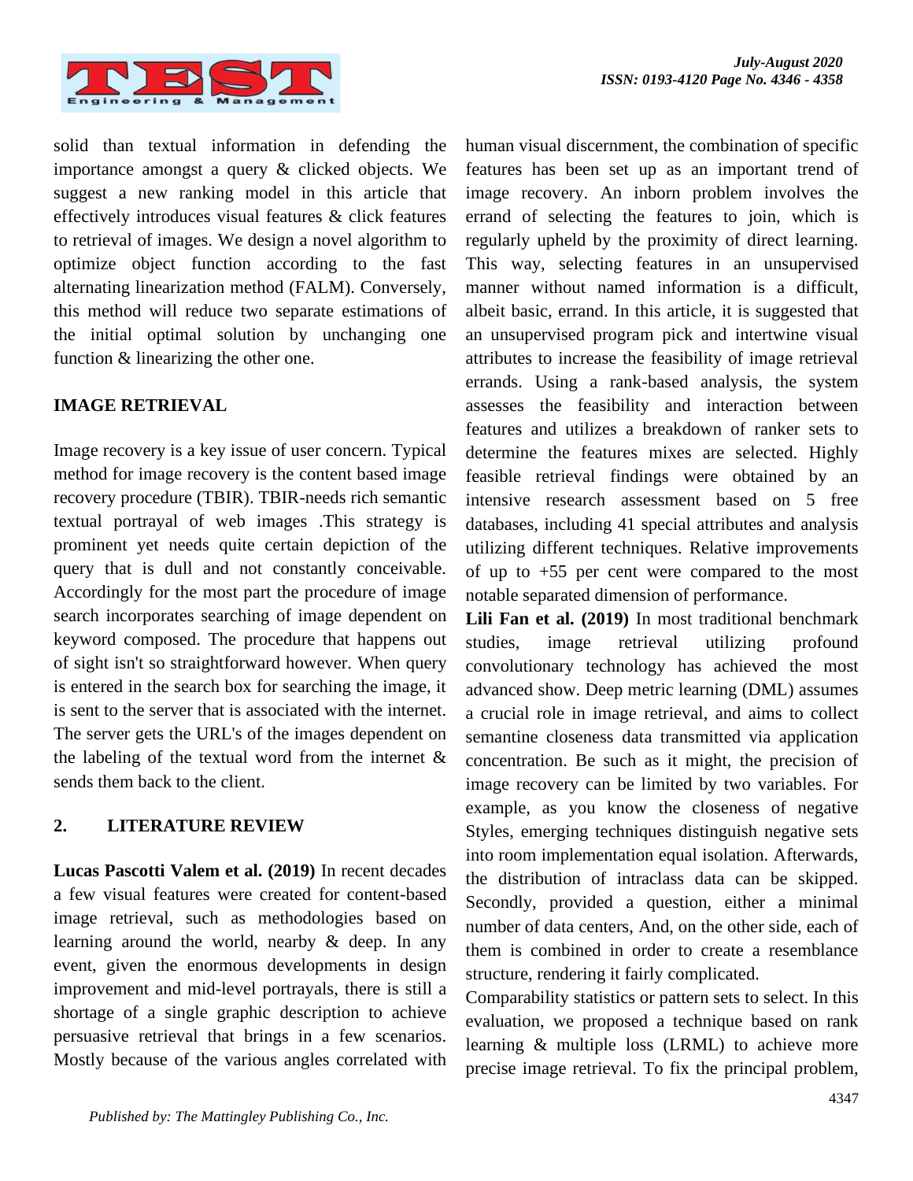solid than textual information in defending the importance amongst a query & clicked objects. We suggest a new ranking model in this article that effectively introduces visual features & click features to retrieval of images. We design a novel algorithm to optimize object function according to the fast alternating linearization method (FALM). Conversely, this method will reduce two separate estimations of the initial optimal solution by unchanging one function & linearizing the other one.

## IMAGE RETRIEVAL

Image recovery is a key issue of user concern. Typical method for image recovery is the content based image recovery procedure (TBIR). TBIR-needs rich semantic textual portrayal of web images .This strategy is prominent yet needs quite certain depiction of the query that is dull and not constantly conceivable. Accordingly for the most part the procedure of image search incorporates searching of image dependent on keyword composed. The procedure that happens out of sight isn't so straightforward however. When query is entered in the search box for searching the image, it is sent to the server that is associated with the internet. The server gets the URL's of the images dependent on the labeling of the textual word from the internet & sends them back to the client.

## 2. LITERATURE REVIEW

**Lucas Pascotti Valem et al. (2019)** In recent decades a few visual features were created for content-based image retrieval, such as methodologies based on learning around the world, nearby & deep. In any event, given the enormous developments in design improvement and mid-level portrayals, there is still a shortage of a single graphic description to achieve persuasive retrieval that brings in a few scenarios. Mostly because of the various angles correlated with human visual discernment, the combination of specific features has been set up as an important trend of image recovery. An inborn problem involves the errand of selecting the features to join, which is regularly upheld by the proximity of direct learning. This way, selecting features in an unsupervised manner without named information is a difficult, albeit basic, errand. In this article, it is suggested that an unsupervised program pick and intertwine visual attributes to increase the feasibility of image retrieval errands. Using a rank-based analysis, the system assesses the feasibility and interaction between features and utilizes a breakdown of ranker sets to determine the features mixes are selected. Highly feasible retrieval findings were obtained by an intensive research assessment based on 5 free databases, including 41 special attributes and analysis utilizing different techniques. Relative improvements of up to +55 per cent were compared to the most notable separated dimension of performance.

**Lili Fan et al. (2019)** In most traditional benchmark studies, image retrieval utilizing profound convolutionary technology has achieved the most advanced show. Deep metric learning (DML) assumes a crucial role in image retrieval, and aims to collect semantine closeness data transmitted via application concentration. Be such as it might, the precision of image recovery can be limited by two variables. For example, as you know the closeness of negative Styles, emerging techniques distinguish negative sets into room implementation equal isolation. Afterwards, the distribution of intraclass data can be skipped. Secondly, provided a question, either a minimal number of data centers, And, on the other side, each of them is combined in order to create a resemblance structure, rendering it fairly complicated.

Comparability statistics or pattern sets to select. In this evaluation, we proposed a technique based on rank learning & multiple loss (LRML) to achieve more precise image retrieval. To fix the principal problem,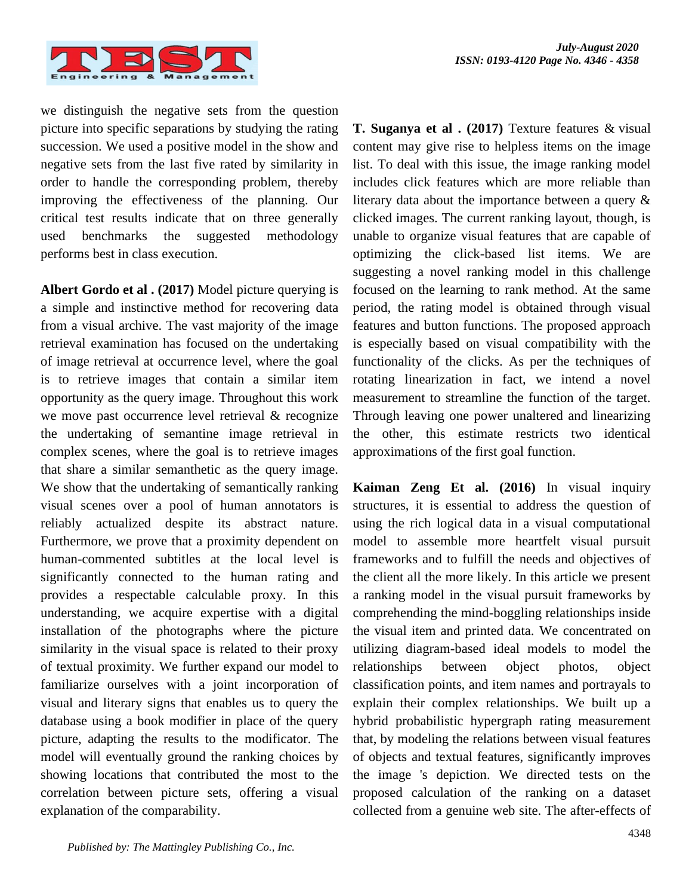we distinguish the negative sets from the question picture into specific separations by studying the rating succession. We used a positive model in the show and negative sets from the last five rated by similarity in order to handle the corresponding problem, thereby improving the effectiveness of the planning. Our critical test results indicate that on three generally used benchmarks the suggested methodology performs best in class execution.

**Albert Gordo et al . (2017)** Model picture querying is a simple and instinctive method for recovering data from a visual archive. The vast majority of the image retrieval examination has focused on the undertaking of image retrieval at occurrence level, where the goal is to retrieve images that contain a similar item opportunity as the query image. Throughout this work we move past occurrence level retrieval & recognize the undertaking of semantine image retrieval in complex scenes, where the goal is to retrieve images that share a similar semanthetic as the query image. We show that the undertaking of semantically ranking visual scenes over a pool of human annotators is reliably actualized despite its abstract nature. Furthermore, we prove that a proximity dependent on human-commented subtitles at the local level is significantly connected to the human rating and provides a respectable calculable proxy. In this understanding, we acquire expertise with a digital installation of the photographs where the picture similarity in the visual space is related to their proxy of textual proximity. We further expand our model to familiarize ourselves with a joint incorporation of visual and literary signs that enables us to query the database using a book modifier in place of the query picture, adapting the results to the modificator. The model will eventually ground the ranking choices by showing locations that contributed the most to the correlation between picture sets, offering a visual explanation of the comparability.

**T. Suganya et al . (2017)** Texture features & visual content may give rise to helpless items on the image list. To deal with this issue, the image ranking model includes click features which are more reliable than literary data about the importance between a query & clicked images. The current ranking layout, though, is unable to organize visual features that are capable of optimizing the click-based list items. We are suggesting a novel ranking model in this challenge focused on the learning to rank method. At the same period, the rating model is obtained through visual features and button functions. The proposed approach is especially based on visual compatibility with the functionality of the clicks. As per the techniques of rotating linearization in fact, we intend a novel measurement to streamline the function of the target. Through leaving one power unaltered and linearizing the other, this estimate restricts two identical approximations of the first goal function.

**Kaiman Zeng Et al. (2016)** In visual inquiry structures, it is essential to address the question of using the rich logical data in a visual computational model to assemble more heartfelt visual pursuit frameworks and to fulfill the needs and objectives of the client all the more likely. In this article we present a ranking model in the visual pursuit frameworks by comprehending the mind-boggling relationships inside the visual item and printed data. We concentrated on utilizing diagram-based ideal models to model the relationships between object photos, object classification points, and item names and portrayals to explain their complex relationships. We built up a hybrid probabilistic hypergraph rating measurement that, by modeling the relations between visual features of objects and textual features, significantly improves the image 's depiction. We directed tests on the proposed calculation of the ranking on a dataset collected from a genuine web site. The after-effects of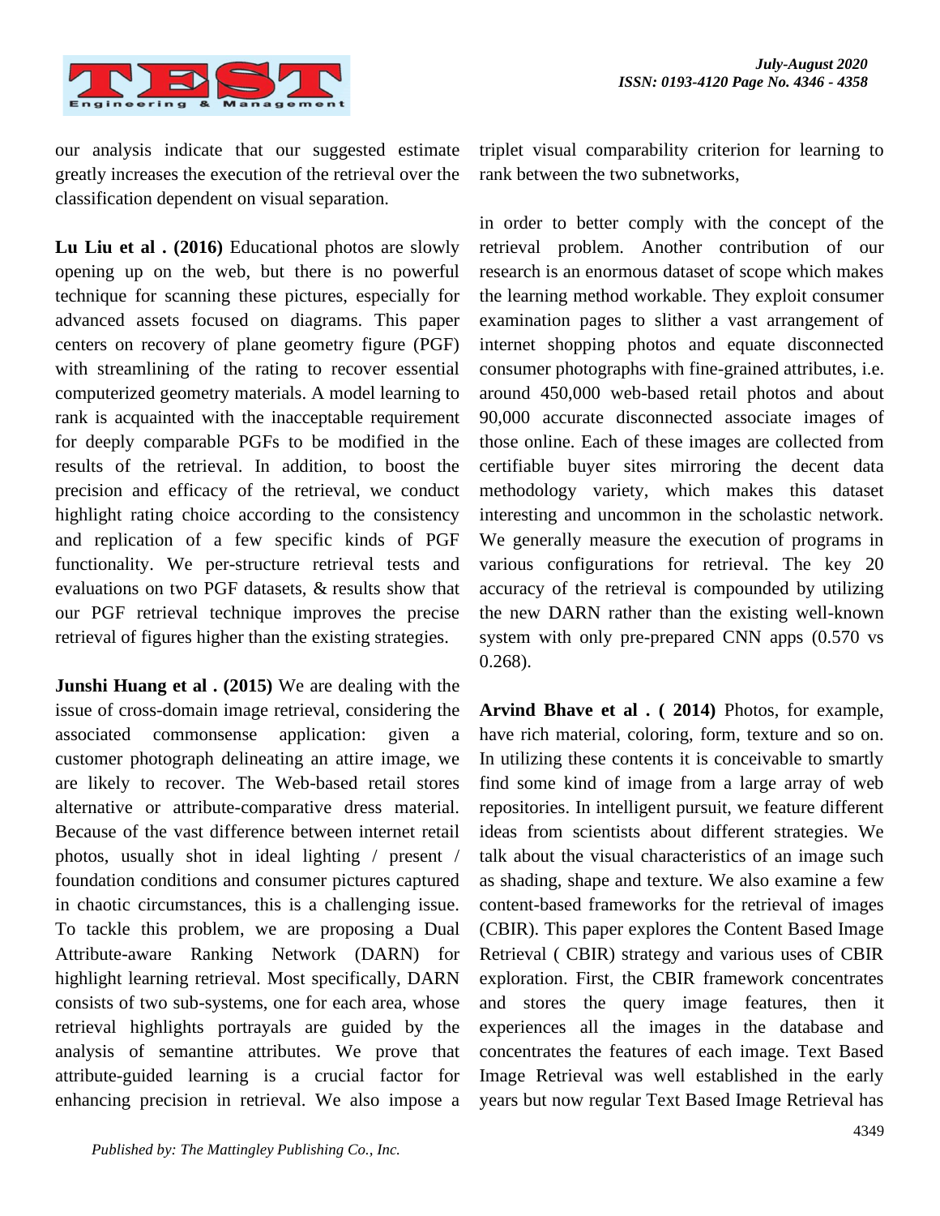our analysis indicate that our suggested estimate greatly increases the execution of the retrieval over the classification dependent on visual separation.

**Lu Liu et al . (2016)** Educational photos are slowly opening up on the web, but there is no powerful technique for scanning these pictures, especially for advanced assets focused on diagrams. This paper centers on recovery of plane geometry figure (PGF) with streamlining of the rating to recover essential computerized geometry materials. A model learning to rank is acquainted with the inacceptable requirement for deeply comparable PGFs to be modified in the results of the retrieval. In addition, to boost the precision and efficacy of the retrieval, we conduct highlight rating choice according to the consistency and replication of a few specific kinds of PGF functionality. We per-structure retrieval tests and evaluations on two PGF datasets, & results show that our PGF retrieval technique improves the precise retrieval of figures higher than the existing strategies.

**Junshi Huang et al . (2015)** We are dealing with the issue of cross-domain image retrieval, considering the associated commonsense application: given a customer photograph delineating an attire image, we are likely to recover. The Web-based retail stores alternative or attribute-comparative dress material. Because of the vast difference between internet retail photos, usually shot in ideal lighting / present / foundation conditions and consumer pictures captured in chaotic circumstances, this is a challenging issue. To tackle this problem, we are proposing a Dual Attribute-aware Ranking Network (DARN) for highlight learning retrieval. Most specifically, DARN consists of two sub-systems, one for each area, whose retrieval highlights portrayals are guided by the analysis of semantine attributes. We prove that attribute-guided learning is a crucial factor for enhancing precision in retrieval. We also impose a triplet visual comparability criterion for learning to rank between the two subnetworks,

in order to better comply with the concept of the retrieval problem. Another contribution of our research is an enormous dataset of scope which makes the learning method workable. They exploit consumer examination pages to slither a vast arrangement of internet shopping photos and equate disconnected consumer photographs with fine-grained attributes, i.e. around 450,000 web-based retail photos and about 90,000 accurate disconnected associate images of those online. Each of these images are collected from certifiable buyer sites mirroring the decent data methodology variety, which makes this dataset interesting and uncommon in the scholastic network. We generally measure the execution of programs in various configurations for retrieval. The key 20 accuracy of the retrieval is compounded by utilizing the new DARN rather than the existing well-known system with only pre-prepared CNN apps (0.570 vs 0.268).

**Arvind Bhave et al . ( 2014)** Photos, for example, have rich material, coloring, form, texture and so on. In utilizing these contents it is conceivable to smartly find some kind of image from a large array of web repositories. In intelligent pursuit, we feature different ideas from scientists about different strategies. We talk about the visual characteristics of an image such as shading, shape and texture. We also examine a few content-based frameworks for the retrieval of images (CBIR). This paper explores the Content Based Image Retrieval ( CBIR) strategy and various uses of CBIR exploration. First, the CBIR framework concentrates and stores the query image features, then it experiences all the images in the database and concentrates the features of each image. Text Based Image Retrieval was well established in the early years but now regular Text Based Image Retrieval has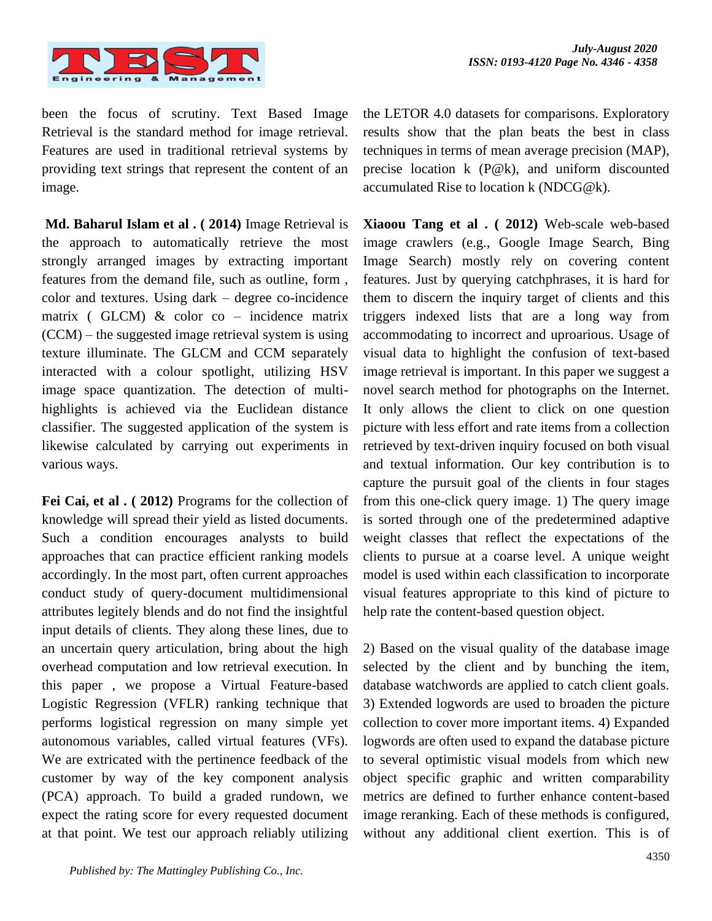been the focus of scrutiny. Text Based Image Retrieval is the standard method for image retrieval. Features are used in traditional retrieval systems by providing text strings that represent the content of an image.

**Md. Baharul Islam et al . ( 2014)** Image Retrieval is the approach to automatically retrieve the most strongly arranged images by extracting important features from the demand file, such as outline, form , color and textures. Using dark – degree co-incidence matrix ( GLCM) & color co – incidence matrix (CCM) – the suggested image retrieval system is using texture illuminate. The GLCM and CCM separately interacted with a colour spotlight, utilizing HSV image space quantization. The detection of multi-highlights is achieved via the Euclidean distance classifier. The suggested application of the system is likewise calculated by carrying out experiments in various ways.

**Fei Cai, et al . ( 2012)** Programs for the collection of knowledge will spread their yield as listed documents. Such a condition encourages analysts to build approaches that can practice efficient ranking models accordingly. In the most part, often current approaches conduct study of query-document multidimensional attributes legitely blends and do not find the insightful input details of clients. They along these lines, due to an uncertain query articulation, bring about the high overhead computation and low retrieval execution. In this paper , we propose a Virtual Feature-based Logistic Regression (VFLR) ranking technique that performs logistical regression on many simple yet autonomous variables, called virtual features (VFs). We are extricated with the pertinence feedback of the customer by way of the key component analysis (PCA) approach. To build a graded rundown, we expect the rating score for every requested document at that point. We test our approach reliably utilizing the LETOR 4.0 datasets for comparisons. Exploratory results show that the plan beats the best in class techniques in terms of mean average precision (MAP), precise location k (P@k), and uniform discounted accumulated Rise to location k (NDCG@k).

**Xiaoou Tang et al . ( 2012)** Web-scale web-based image crawlers (e.g., Google Image Search, Bing Image Search) mostly rely on covering content features. Just by querying catchphrases, it is hard for them to discern the inquiry target of clients and this triggers indexed lists that are a long way from accommodating to incorrect and uproarious. Usage of visual data to highlight the confusion of text-based image retrieval is important. In this paper we suggest a novel search method for photographs on the Internet. It only allows the client to click on one question picture with less effort and rate items from a collection retrieved by text-driven inquiry focused on both visual and textual information. Our key contribution is to capture the pursuit goal of the clients in four stages from this one-click query image. 1) The query image is sorted through one of the predetermined adaptive weight classes that reflect the expectations of the clients to pursue at a coarse level. A unique weight model is used within each classification to incorporate visual features appropriate to this kind of picture to help rate the content-based question object.

2) Based on the visual quality of the database image selected by the client and by bunching the item, database watchwords are applied to catch client goals. 3) Extended logwords are used to broaden the picture collection to cover more important items. 4) Expanded logwords are often used to expand the database picture to several optimistic visual models from which new object specific graphic and written comparability metrics are defined to further enhance content-based image reranking. Each of these methods is configured, without any additional client exertion. This is of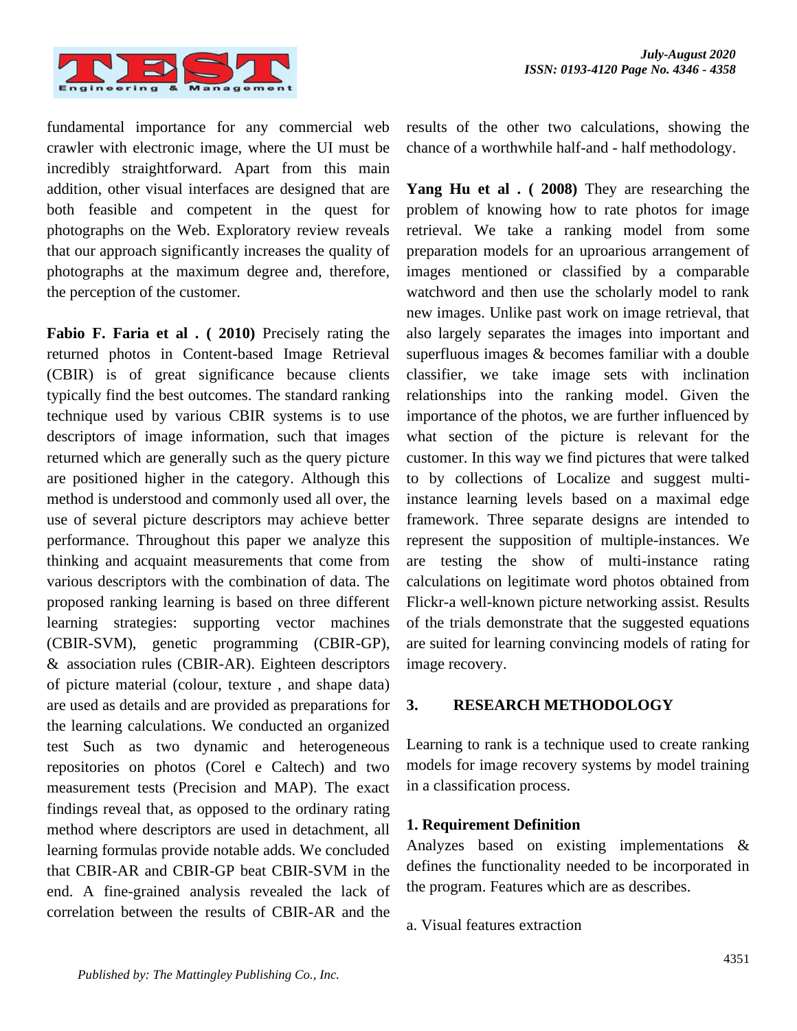fundamental importance for any commercial web crawler with electronic image, where the UI must be incredibly straightforward. Apart from this main addition, other visual interfaces are designed that are both feasible and competent in the quest for photographs on the Web. Exploratory review reveals that our approach significantly increases the quality of photographs at the maximum degree and, therefore, the perception of the customer.

**Fabio F. Faria et al . ( 2010)** Precisely rating the returned photos in Content-based Image Retrieval (CBIR) is of great significance because clients typically find the best outcomes. The standard ranking technique used by various CBIR systems is to use descriptors of image information, such that images returned which are generally such as the query picture are positioned higher in the category. Although this method is understood and commonly used all over, the use of several picture descriptors may achieve better performance. Throughout this paper we analyze this thinking and acquaint measurements that come from various descriptors with the combination of data. The proposed ranking learning is based on three different learning strategies: supporting vector machines (CBIR-SVM), genetic programming (CBIR-GP), & association rules (CBIR-AR). Eighteen descriptors of picture material (colour, texture , and shape data) are used as details and are provided as preparations for the learning calculations. We conducted an organized test Such as two dynamic and heterogeneous repositories on photos (Corel e Caltech) and two measurement tests (Precision and MAP). The exact findings reveal that, as opposed to the ordinary rating method where descriptors are used in detachment, all learning formulas provide notable adds. We concluded that CBIR-AR and CBIR-GP beat CBIR-SVM in the end. A fine-grained analysis revealed the lack of correlation between the results of CBIR-AR and the results of the other two calculations, showing the chance of a worthwhile half-and - half methodology.

**Yang Hu et al . ( 2008)** They are researching the problem of knowing how to rate photos for image retrieval. We take a ranking model from some preparation models for an uproarious arrangement of images mentioned or classified by a comparable watchword and then use the scholarly model to rank new images. Unlike past work on image retrieval, that also largely separates the images into important and superfluous images & becomes familiar with a double classifier, we take image sets with inclination relationships into the ranking model. Given the importance of the photos, we are further influenced by what section of the picture is relevant for the customer. In this way we find pictures that were talked to by collections of Localize and suggest multi-instance learning levels based on a maximal edge framework. Three separate designs are intended to represent the supposition of multiple-instances. We are testing the show of multi-instance rating calculations on legitimate word photos obtained from Flickr-a well-known picture networking assist. Results of the trials demonstrate that the suggested equations are suited for learning convincing models of rating for image recovery.

## 3. RESEARCH METHODOLOGY

Learning to rank is a technique used to create ranking models for image recovery systems by model training in a classification process.

### 1. Requirement Definition

Analyzes based on existing implementations & defines the functionality needed to be incorporated in the program. Features which are as describes.

a. Visual features extraction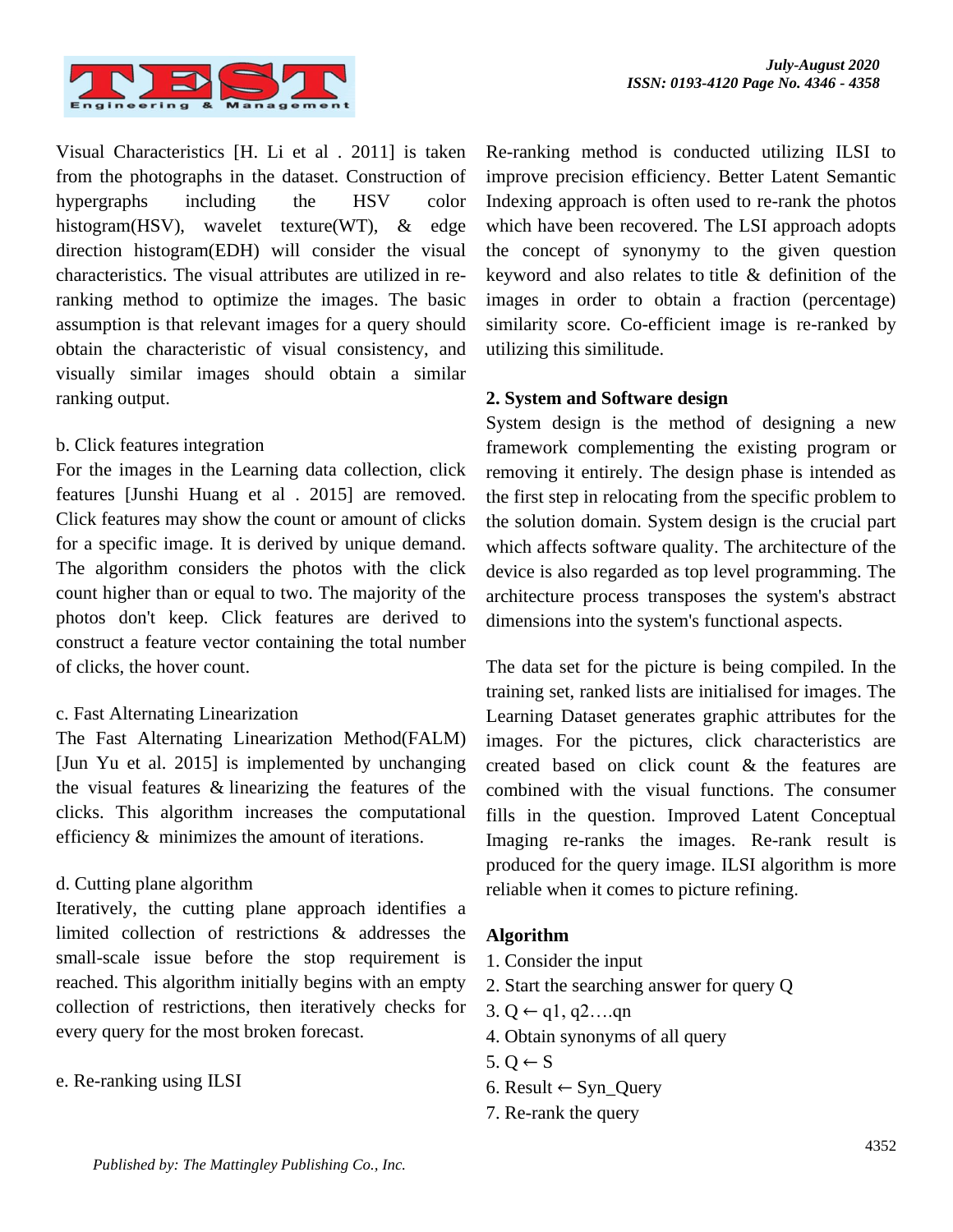Visual Characteristics [H. Li et al . 2011] is taken from the photographs in the dataset. Construction of hypergraphs including the HSV color histogram(HSV), wavelet texture(WT), & edge direction histogram(EDH) will consider the visual characteristics. The visual attributes are utilized in re-ranking method to optimize the images. The basic assumption is that relevant images for a query should obtain the characteristic of visual consistency, and visually similar images should obtain a similar ranking output.

b. Click features integration

For the images in the Learning data collection, click features [Junshi Huang et al . 2015] are removed. Click features may show the count or amount of clicks for a specific image. It is derived by unique demand. The algorithm considers the photos with the click count higher than or equal to two. The majority of the photos don't keep. Click features are derived to construct a feature vector containing the total number of clicks, the hover count.

c. Fast Alternating Linearization

The Fast Alternating Linearization Method(FALM) [Jun Yu et al. 2015] is implemented by unchanging the visual features & linearizing the features of the clicks. This algorithm increases the computational efficiency & minimizes the amount of iterations.

d. Cutting plane algorithm

Iteratively, the cutting plane approach identifies a limited collection of restrictions & addresses the small-scale issue before the stop requirement is reached. This algorithm initially begins with an empty collection of restrictions, then iteratively checks for every query for the most broken forecast.

e. Re-ranking using ILSI

Re-ranking method is conducted utilizing ILSI to improve precision efficiency. Better Latent Semantic Indexing approach is often used to re-rank the photos which have been recovered. The LSI approach adopts the concept of synonymy to the given question keyword and also relates to title & definition of the images in order to obtain a fraction (percentage) similarity score. Co-efficient image is re-ranked by utilizing this similitude.

## 2. System and Software design

System design is the method of designing a new framework complementing the existing program or removing it entirely. The design phase is intended as the first step in relocating from the specific problem to the solution domain. System design is the crucial part which affects software quality. The architecture of the device is also regarded as top level programming. The architecture process transposes the system's abstract dimensions into the system's functional aspects.

The data set for the picture is being compiled. In the training set, ranked lists are initialised for images. The Learning Dataset generates graphic attributes for the images. For the pictures, click characteristics are created based on click count & the features are combined with the visual functions. The consumer fills in the question. Improved Latent Conceptual Imaging re-ranks the images. Re-rank result is produced for the query image. ILSI algorithm is more reliable when it comes to picture refining.

**Algorithm**

1. Consider the input
2. Start the searching answer for query Q
3. Q ← q1, q2….qn
4. Obtain synonyms of all query
5. Q ← S
6. Result ← Syn_Query
7. Re-rank the query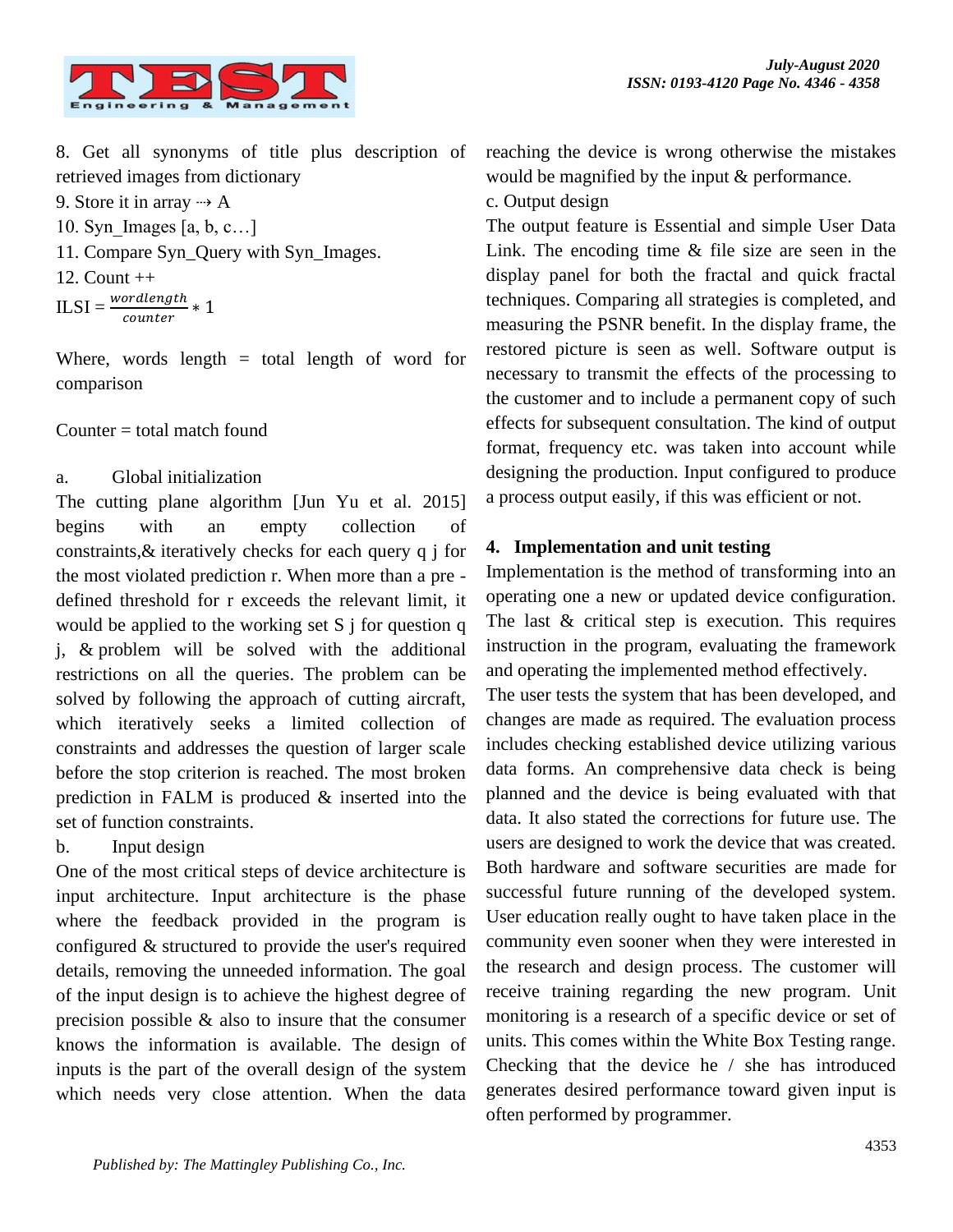8. Get all synonyms of title plus description of retrieved images from dictionary

9. Store it in array ⇢ A

10. Syn_Images [a, b, c…]

11. Compare Syn_Query with Syn_Images.

12. Count ++

$$ILSI = \frac{wordlength}{counter} * 1$$

Where, words length = total length of word for comparison

Counter = total match found

a. Global initialization

The cutting plane algorithm [Jun Yu et al. 2015] begins with an empty collection of constraints,& iteratively checks for each query q j for the most violated prediction r. When more than a pre - defined threshold for r exceeds the relevant limit, it would be applied to the working set S j for question q j, & problem will be solved with the additional restrictions on all the queries. The problem can be solved by following the approach of cutting aircraft, which iteratively seeks a limited collection of constraints and addresses the question of larger scale before the stop criterion is reached. The most broken prediction in FALM is produced & inserted into the set of function constraints.

b. Input design

One of the most critical steps of device architecture is input architecture. Input architecture is the phase where the feedback provided in the program is configured & structured to provide the user's required details, removing the unneeded information. The goal of the input design is to achieve the highest degree of precision possible & also to insure that the consumer knows the information is available. The design of inputs is the part of the overall design of the system which needs very close attention. When the data reaching the device is wrong otherwise the mistakes would be magnified by the input & performance.

c. Output design

The output feature is Essential and simple User Data Link. The encoding time & file size are seen in the display panel for both the fractal and quick fractal techniques. Comparing all strategies is completed, and measuring the PSNR benefit. In the display frame, the restored picture is seen as well. Software output is necessary to transmit the effects of the processing to the customer and to include a permanent copy of such effects for subsequent consultation. The kind of output format, frequency etc. was taken into account while designing the production. Input configured to produce a process output easily, if this was efficient or not.

## 4. Implementation and unit testing

Implementation is the method of transforming into an operating one a new or updated device configuration. The last & critical step is execution. This requires instruction in the program, evaluating the framework and operating the implemented method effectively.

The user tests the system that has been developed, and changes are made as required. The evaluation process includes checking established device utilizing various data forms. An comprehensive data check is being planned and the device is being evaluated with that data. It also stated the corrections for future use. The users are designed to work the device that was created. Both hardware and software securities are made for successful future running of the developed system. User education really ought to have taken place in the community even sooner when they were interested in the research and design process. The customer will receive training regarding the new program. Unit monitoring is a research of a specific device or set of units. This comes within the White Box Testing range. Checking that the device he / she has introduced generates desired performance toward given input is often performed by programmer.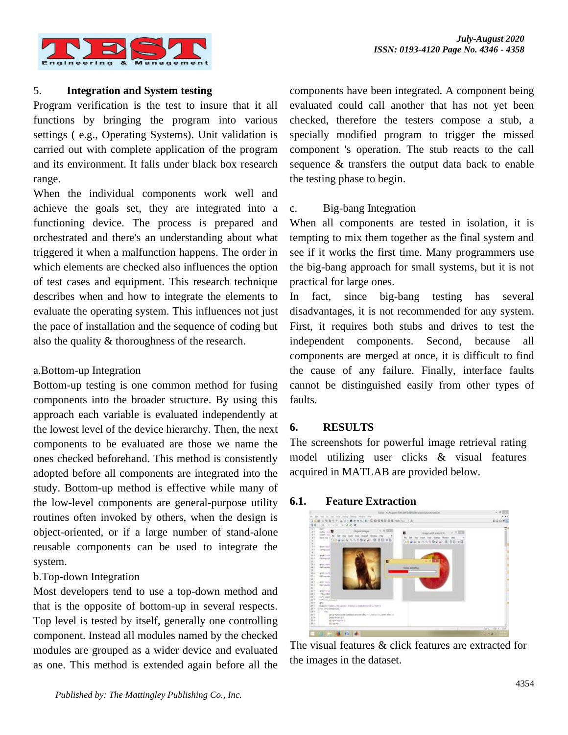## 5. Integration and System testing

Program verification is the test to insure that it all functions by bringing the program into various settings ( e.g., Operating Systems). Unit validation is carried out with complete application of the program and its environment. It falls under black box research range.

When the individual components work well and achieve the goals set, they are integrated into a functioning device. The process is prepared and orchestrated and there's an understanding about what triggered it when a malfunction happens. The order in which elements are checked also influences the option of test cases and equipment. This research technique describes when and how to integrate the elements to evaluate the operating system. This influences not just the pace of installation and the sequence of coding but also the quality & thoroughness of the research.

### a.Bottom-up Integration

Bottom-up testing is one common method for fusing components into the broader structure. By using this approach each variable is evaluated independently at the lowest level of the device hierarchy. Then, the next components to be evaluated are those we name the ones checked beforehand. This method is consistently adopted before all components are integrated into the study. Bottom-up method is effective while many of the low-level components are general-purpose utility routines often invoked by others, when the design is object-oriented, or if a large number of stand-alone reusable components can be used to integrate the system.

### b.Top-down Integration

Most developers tend to use a top-down method and that is the opposite of bottom-up in several respects. Top level is tested by itself, generally one controlling component. Instead all modules named by the checked modules are grouped as a wider device and evaluated as one. This method is extended again before all the components have been integrated. A component being evaluated could call another that has not yet been checked, therefore the testers compose a stub, a specially modified program to trigger the missed component 's operation. The stub reacts to the call sequence & transfers the output data back to enable the testing phase to begin.

### c. Big-bang Integration

When all components are tested in isolation, it is tempting to mix them together as the final system and see if it works the first time. Many programmers use the big-bang approach for small systems, but it is not practical for large ones.

In fact, since big-bang testing has several disadvantages, it is not recommended for any system. First, it requires both stubs and drives to test the independent components. Second, because all components are merged at once, it is difficult to find the cause of any failure. Finally, interface faults cannot be distinguished easily from other types of faults.

## 6. RESULTS

The screenshots for powerful image retrieval rating model utilizing user clicks & visual features acquired in MATLAB are provided below.

### 6.1. Feature Extraction

The visual features & click features are extracted for the images in the dataset.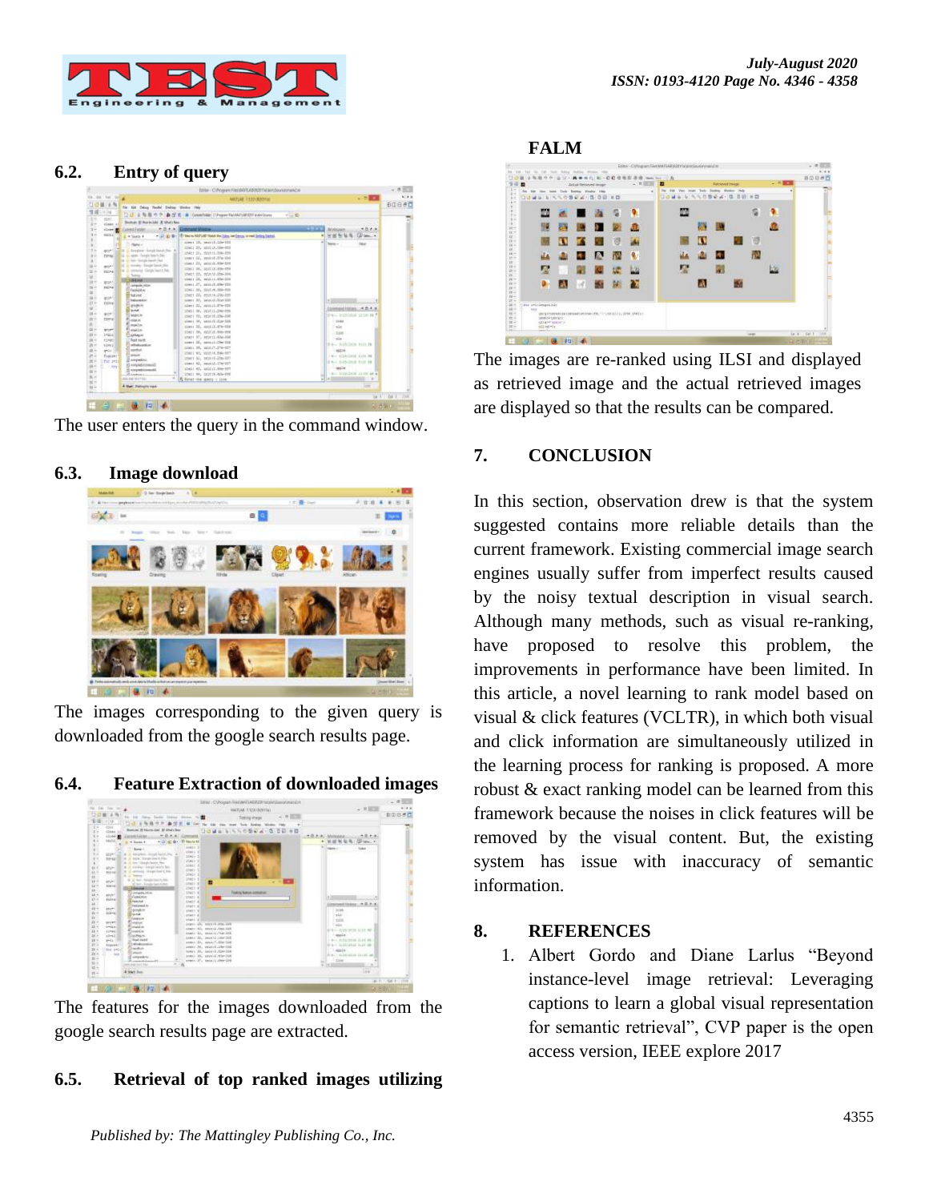## 6.2. Entry of query

The user enters the query in the command window.

## 6.3. Image download

The images corresponding to the given query is downloaded from the google search results page.

## 6.4. Feature Extraction of downloaded images

The features for the images downloaded from the google search results page are extracted.

## 6.5. Retrieval of top ranked images utilizing FALM

The images are re-ranked using ILSI and displayed as retrieved image and the actual retrieved images are displayed so that the results can be compared.

## 7. CONCLUSION

In this section, observation drew is that the system suggested contains more reliable details than the current framework. Existing commercial image search engines usually suffer from imperfect results caused by the noisy textual description in visual search. Although many methods, such as visual re-ranking, have proposed to resolve this problem, the improvements in performance have been limited. In this article, a novel learning to rank model based on visual & click features (VCLTR), in which both visual and click information are simultaneously utilized in the learning process for ranking is proposed. A more robust & exact ranking model can be learned from this framework because the noises in click features will be removed by the visual content. But, the existing system has issue with inaccuracy of semantic information.

## 8. REFERENCES

1. Albert Gordo and Diane Larlus "Beyond instance-level image retrieval: Leveraging captions to learn a global visual representation for semantic retrieval", CVP paper is the open access version, IEEE explore 2017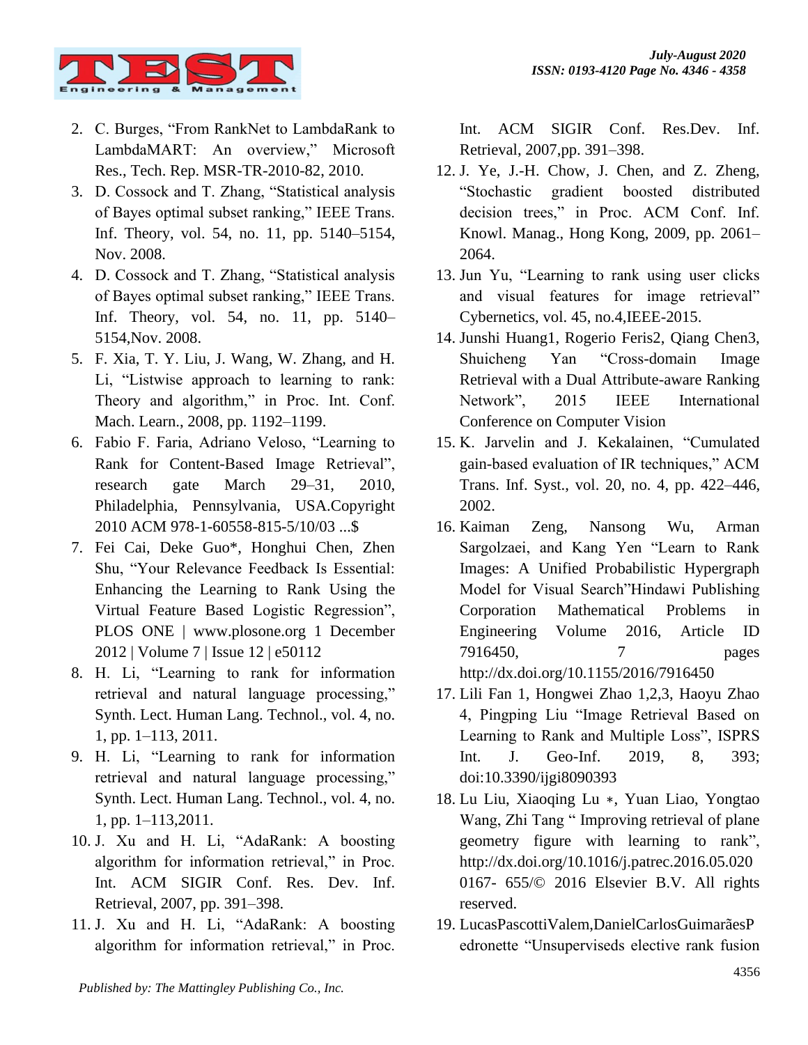2. C. Burges, "From RankNet to LambdaRank to LambdaMART: An overview," Microsoft Res., Tech. Rep. MSR-TR-2010-82, 2010.
3. D. Cossock and T. Zhang, "Statistical analysis of Bayes optimal subset ranking," IEEE Trans. Inf. Theory, vol. 54, no. 11, pp. 5140–5154, Nov. 2008.
4. D. Cossock and T. Zhang, "Statistical analysis of Bayes optimal subset ranking," IEEE Trans. Inf. Theory, vol. 54, no. 11, pp. 5140–5154,Nov. 2008.
5. F. Xia, T. Y. Liu, J. Wang, W. Zhang, and H. Li, "Listwise approach to learning to rank: Theory and algorithm," in Proc. Int. Conf. Mach. Learn., 2008, pp. 1192–1199.
6. Fabio F. Faria, Adriano Veloso, "Learning to Rank for Content-Based Image Retrieval", research gate March 29–31, 2010, Philadelphia, Pennsylvania, USA.Copyright 2010 ACM 978-1-60558-815-5/10/03 ...$
7. Fei Cai, Deke Guo*, Honghui Chen, Zhen Shu, "Your Relevance Feedback Is Essential: Enhancing the Learning to Rank Using the Virtual Feature Based Logistic Regression", PLOS ONE | www.plosone.org 1 December 2012 | Volume 7 | Issue 12 | e50112
8. H. Li, "Learning to rank for information retrieval and natural language processing," Synth. Lect. Human Lang. Technol., vol. 4, no. 1, pp. 1–113, 2011.
9. H. Li, "Learning to rank for information retrieval and natural language processing," Synth. Lect. Human Lang. Technol., vol. 4, no. 1, pp. 1–113,2011.
10. J. Xu and H. Li, "AdaRank: A boosting algorithm for information retrieval," in Proc. Int. ACM SIGIR Conf. Res. Dev. Inf. Retrieval, 2007, pp. 391–398.
11. J. Xu and H. Li, "AdaRank: A boosting algorithm for information retrieval," in Proc. Int. ACM SIGIR Conf. Res.Dev. Inf. Retrieval, 2007,pp. 391–398.
12. J. Ye, J.-H. Chow, J. Chen, and Z. Zheng, "Stochastic gradient boosted distributed decision trees," in Proc. ACM Conf. Inf. Knowl. Manag., Hong Kong, 2009, pp. 2061–2064.
13. Jun Yu, "Learning to rank using user clicks and visual features for image retrieval" Cybernetics, vol. 45, no.4,IEEE-2015.
14. Junshi Huang1, Rogerio Feris2, Qiang Chen3, Shuicheng Yan "Cross-domain Image Retrieval with a Dual Attribute-aware Ranking Network", 2015 IEEE International Conference on Computer Vision
15. K. Jarvelin and J. Kekalainen, "Cumulated gain-based evaluation of IR techniques," ACM Trans. Inf. Syst., vol. 20, no. 4, pp. 422–446, 2002.
16. Kaiman Zeng, Nansong Wu, Arman Sargolzaei, and Kang Yen "Learn to Rank Images: A Unified Probabilistic Hypergraph Model for Visual Search"Hindawi Publishing Corporation Mathematical Problems in Engineering Volume 2016, Article ID 7916450, 7 pages http://dx.doi.org/10.1155/2016/7916450
17. Lili Fan 1, Hongwei Zhao 1,2,3, Haoyu Zhao 4, Pingping Liu "Image Retrieval Based on Learning to Rank and Multiple Loss", ISPRS Int. J. Geo-Inf. 2019, 8, 393; doi:10.3390/ijgi8090393
18. Lu Liu, Xiaoqing Lu ∗, Yuan Liao, Yongtao Wang, Zhi Tang " Improving retrieval of plane geometry figure with learning to rank", http://dx.doi.org/10.1016/j.patrec.2016.05.020 0167- 655/© 2016 Elsevier B.V. All rights reserved.
19. LucasPascottiValem,DanielCarlosGuimarãesPedronette "Unsuperviseds elective rank fusion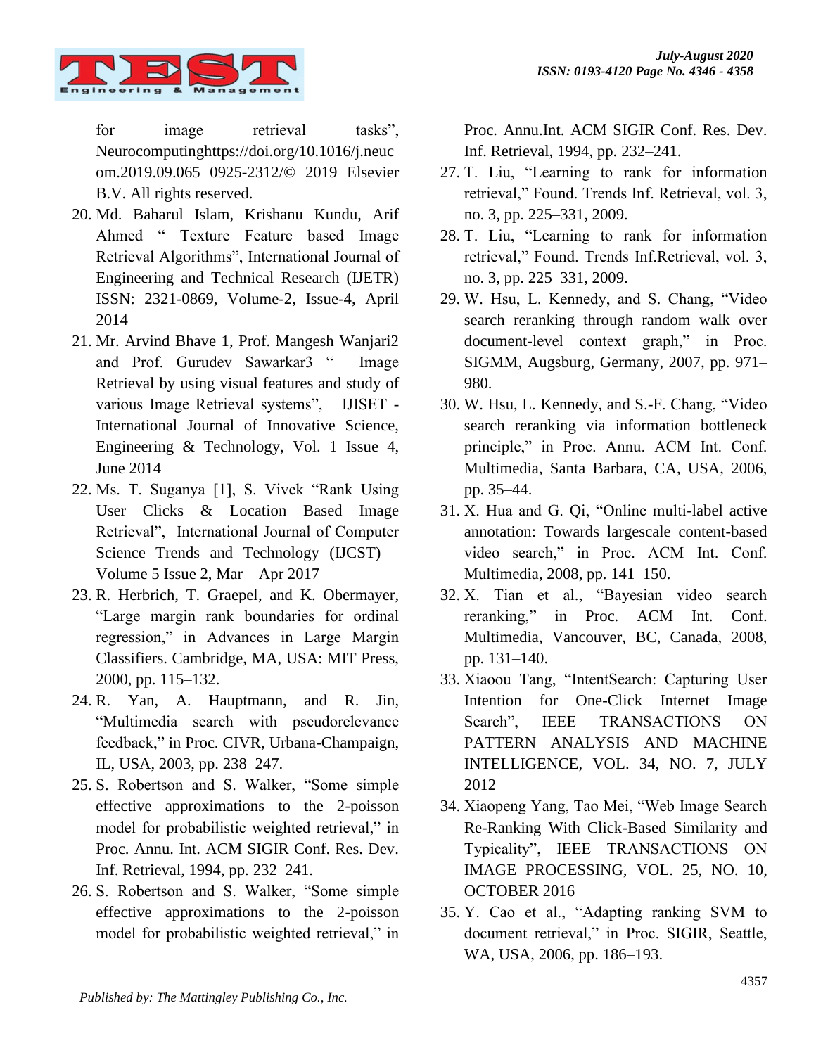for image retrieval tasks", Neurocominghttps://doi.org/10.1016/j.neucom.2019.09.065 0925-2312/© 2019 Elsevier B.V. All rights reserved.

20. Md. Baharul Islam, Krishanu Kundu, Arif Ahmed " Texture Feature based Image Retrieval Algorithms", International Journal of Engineering and Technical Research (IJETR) ISSN: 2321-0869, Volume-2, Issue-4, April 2014
21. Mr. Arvind Bhave 1, Prof. Mangesh Wanjari2 and Prof. Gurudev Sawarkar3 " Image Retrieval by using visual features and study of various Image Retrieval systems", IJISET - International Journal of Innovative Science, Engineering & Technology, Vol. 1 Issue 4, June 2014
22. Ms. T. Suganya [1], S. Vivek "Rank Using User Clicks & Location Based Image Retrieval", International Journal of Computer Science Trends and Technology (IJCST) – Volume 5 Issue 2, Mar – Apr 2017
23. R. Herbrich, T. Graepel, and K. Obermayer, "Large margin rank boundaries for ordinal regression," in Advances in Large Margin Classifiers. Cambridge, MA, USA: MIT Press, 2000, pp. 115–132.
24. R. Yan, A. Hauptmann, and R. Jin, "Multimedia search with pseudorelevance feedback," in Proc. CIVR, Urbana-Champaign, IL, USA, 2003, pp. 238–247.
25. S. Robertson and S. Walker, "Some simple effective approximations to the 2-poisson model for probabilistic weighted retrieval," in Proc. Annu. Int. ACM SIGIR Conf. Res. Dev. Inf. Retrieval, 1994, pp. 232–241.
26. S. Robertson and S. Walker, "Some simple effective approximations to the 2-poisson model for probabilistic weighted retrieval," in Proc. Annu.Int. ACM SIGIR Conf. Res. Dev. Inf. Retrieval, 1994, pp. 232–241.
27. T. Liu, "Learning to rank for information retrieval," Found. Trends Inf. Retrieval, vol. 3, no. 3, pp. 225–331, 2009.
28. T. Liu, "Learning to rank for information retrieval," Found. Trends Inf.Retrieval, vol. 3, no. 3, pp. 225–331, 2009.
29. W. Hsu, L. Kennedy, and S. Chang, "Video search reranking through random walk over document-level context graph," in Proc. SIGMM, Augsburg, Germany, 2007, pp. 971–980.
30. W. Hsu, L. Kennedy, and S.-F. Chang, "Video search reranking via information bottleneck principle," in Proc. Annu. ACM Int. Conf. Multimedia, Santa Barbara, CA, USA, 2006, pp. 35–44.
31. X. Hua and G. Qi, "Online multi-label active annotation: Towards largescale content-based video search," in Proc. ACM Int. Conf. Multimedia, 2008, pp. 141–150.
32. X. Tian et al., "Bayesian video search reranking," in Proc. ACM Int. Conf. Multimedia, Vancouver, BC, Canada, 2008, pp. 131–140.
33. Xiaoou Tang, "IntentSearch: Capturing User Intention for One-Click Internet Image Search", IEEE TRANSACTIONS ON PATTERN ANALYSIS AND MACHINE INTELLIGENCE, VOL. 34, NO. 7, JULY 2012
34. Xiaopeng Yang, Tao Mei, "Web Image Search Re-Ranking With Click-Based Similarity and Typicality", IEEE TRANSACTIONS ON IMAGE PROCESSING, VOL. 25, NO. 10, OCTOBER 2016
35. Y. Cao et al., "Adapting ranking SVM to document retrieval," in Proc. SIGIR, Seattle, WA, USA, 2006, pp. 186–193.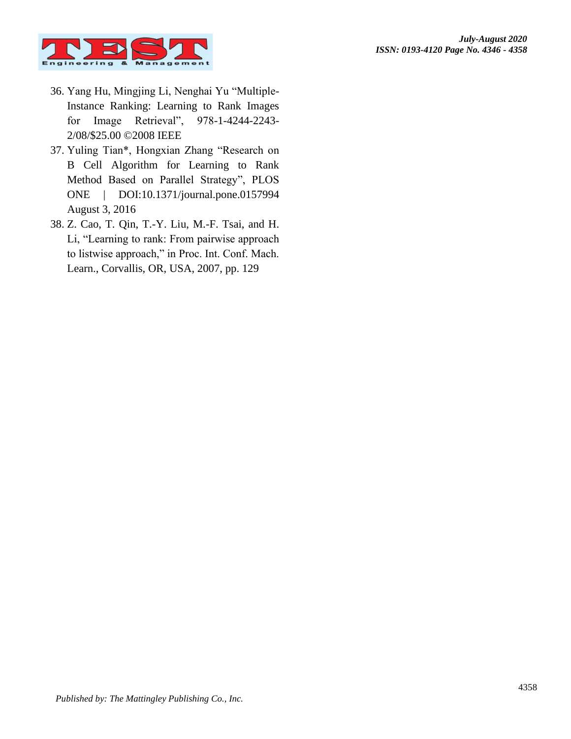36. Yang Hu, Mingjing Li, Nenghai Yu "Multiple-Instance Ranking: Learning to Rank Images for Image Retrieval", 978-1-4244-2243-2/08/$25.00 ©2008 IEEE
37. Yuling Tian*, Hongxian Zhang "Research on B Cell Algorithm for Learning to Rank Method Based on Parallel Strategy", PLOS ONE | DOI:10.1371/journal.pone.0157994 August 3, 2016
38. Z. Cao, T. Qin, T.-Y. Liu, M.-F. Tsai, and H. Li, "Learning to rank: From pairwise approach to listwise approach," in Proc. Int. Conf. Mach. Learn., Corvallis, OR, USA, 2007, pp. 129